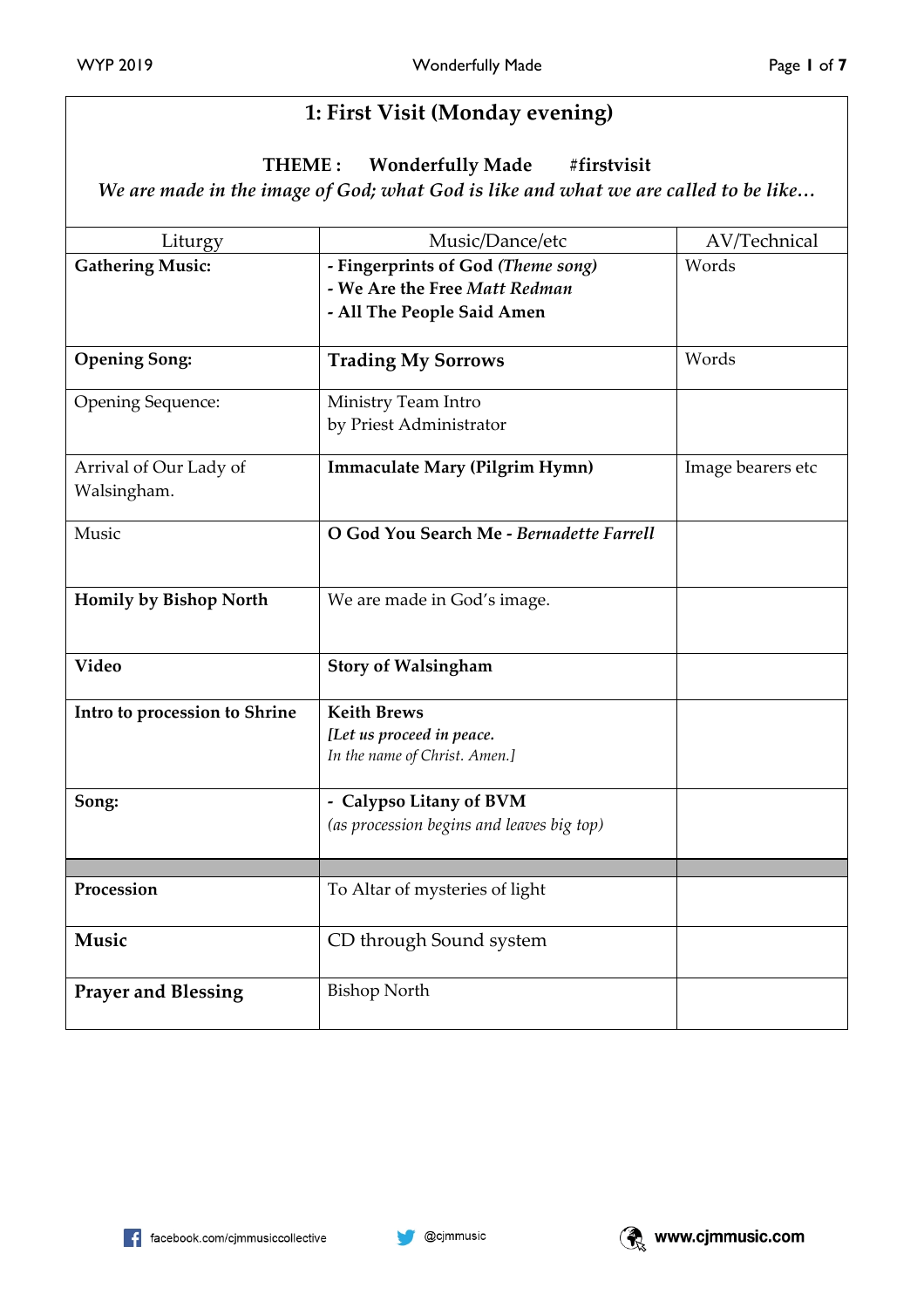## 1: First Visit (Monday evening)

**THEME : Wonderfully Made #firstvisit**

*We are made in the image of God; what God is like and what we are called to be like…*

| Liturgy | Music/Dance/etc | AV/Technical |
|---|---|---|
| **Gathering Music:** | **- Fingerprints of God** ***(Theme song)***<br>**- We Are the Free** ***Matt Redman***<br>**- All The People Said Amen** | Words |
| **Opening Song:** | **Trading My Sorrows** | Words |
| Opening Sequence: | Ministry Team Intro<br>by Priest Administrator | |
| Arrival of Our Lady of Walsingham. | **Immaculate Mary (Pilgrim Hymn)** | Image bearers etc |
| Music | **O God You Search Me -** ***Bernadette Farrell*** | |
| **Homily by Bishop North** | We are made in God's image. | |
| **Video** | **Story of Walsingham** | |
| **Intro to procession to Shrine** | **Keith Brews**<br>***[Let us proceed in peace.***<br>*In the name of Christ. Amen.]* | |
| **Song:** | **- Calypso Litany of BVM**<br>*(as procession begins and leaves big top)* | |
| | | |
| **Procession** | To Altar of mysteries of light | |
| **Music** | CD through Sound system | |
| **Prayer and Blessing** | Bishop North | |

facebook.com/cjmmusiccollective | @cjmmusic | www.cjmmusic.com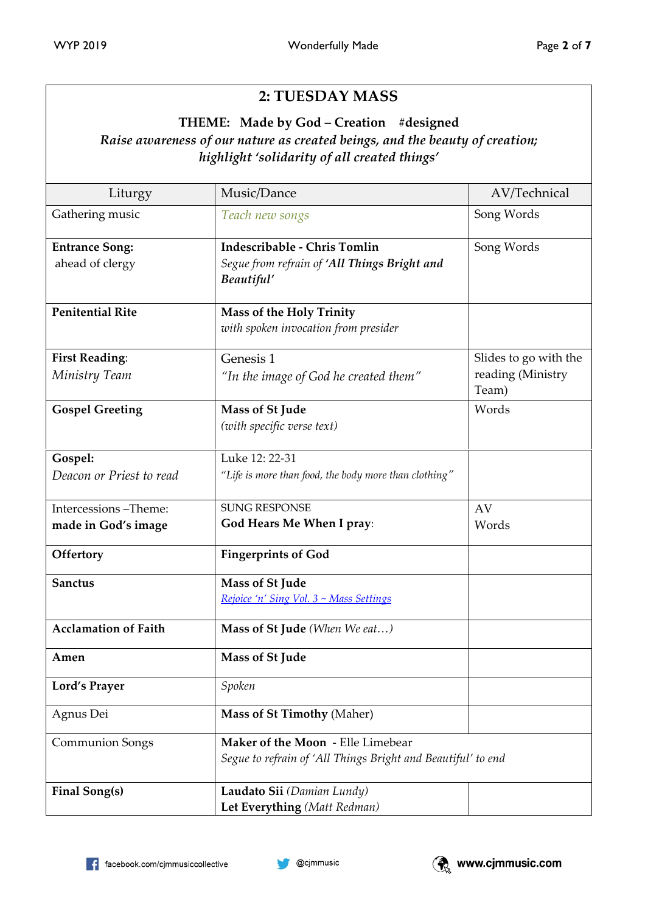## 2: TUESDAY MASS

**THEME: Made by God – Creation #designed**

***Raise awareness of our nature as created beings, and the beauty of creation; highlight 'solidarity of all created things'***

| Liturgy | Music/Dance | AV/Technical |
|---|---|---|
| Gathering music | *Teach new songs* | Song Words |
| **Entrance Song:** ahead of clergy | **Indescribable - Chris Tomlin** *Segue from refrain of* ***'All Things Bright and Beautiful'*** | Song Words |
| **Penitential Rite** | **Mass of the Holy Trinity** *with spoken invocation from presider* | |
| **First Reading**: *Ministry Team* | Genesis 1 *"In the image of God he created them"* | Slides to go with the reading (Ministry Team) |
| **Gospel Greeting** | **Mass of St Jude** *(with specific verse text)* | Words |
| **Gospel:** *Deacon or Priest to read* | Luke 12: 22-31 *"Life is more than food, the body more than clothing"* | |
| Intercessions –Theme: **made in God's image** | SUNG RESPONSE **God Hears Me When I pray**: | AV Words |
| **Offertory** | **Fingerprints of God** | |
| **Sanctus** | **Mass of St Jude** *Rejoice 'n' Sing Vol. 3 ~ Mass Settings* | |
| **Acclamation of Faith** | **Mass of St Jude** *(When We eat…)* | |
| **Amen** | **Mass of St Jude** | |
| **Lord's Prayer** | *Spoken* | |
| Agnus Dei | **Mass of St Timothy** (Maher) | |
| Communion Songs | **Maker of the Moon** - Elle Limebear *Segue to refrain of 'All Things Bright and Beautiful' to end* | |
| **Final Song(s)** | **Laudato Sii** *(Damian Lundy)* **Let Everything** *(Matt Redman)* | |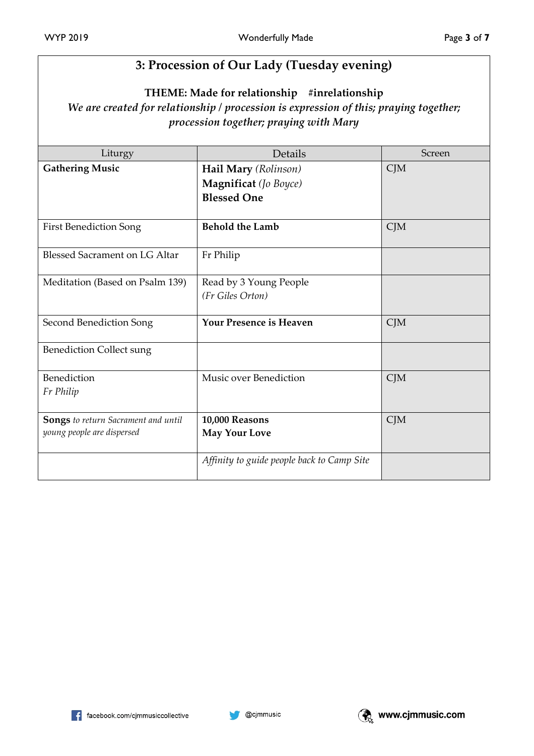## 3: Procession of Our Lady (Tuesday evening)

**THEME: Made for relationship #inrelationship**

*We are created for relationship / procession is expression of this; praying together; procession together; praying with Mary*

| Liturgy | Details | Screen |
|---|---|---|
| **Gathering Music** | **Hail Mary** *(Rolinson)*<br>**Magnificat** *(Jo Boyce)*<br>**Blessed One** | CJM |
| First Benediction Song | **Behold the Lamb** | CJM |
| Blessed Sacrament on LG Altar | Fr Philip | |
| Meditation (Based on Psalm 139) | Read by 3 Young People<br>*(Fr Giles Orton)* | |
| Second Benediction Song | **Your Presence is Heaven** | CJM |
| Benediction Collect sung | | |
| Benediction<br>*Fr Philip* | Music over Benediction | CJM |
| **Songs** *to return Sacrament and until young people are dispersed* | **10,000 Reasons**<br>**May Your Love** | CJM |
| | *Affinity to guide people back to Camp Site* | |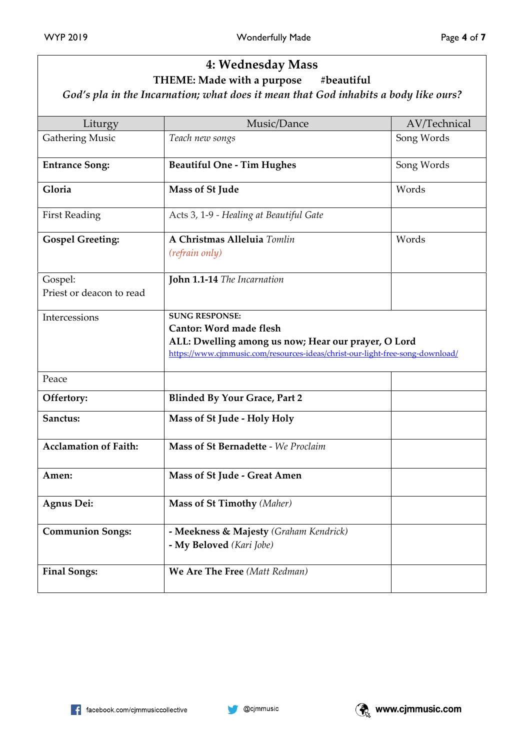## 4: Wednesday Mass

**THEME: Made with a purpose #beautiful**

***God's pla in the Incarnation; what does it mean that God inhabits a body like ours?***

| Liturgy | Music/Dance | AV/Technical |
|---|---|---|
| Gathering Music | *Teach new songs* | Song Words |
| **Entrance Song:** | **Beautiful One - Tim Hughes** | Song Words |
| **Gloria** | **Mass of St Jude** | Words |
| First Reading | Acts 3, 1-9 - *Healing at Beautiful Gate* | |
| **Gospel Greeting:** | **A Christmas Alleluia** *Tomlin* *(refrain only)* | Words |
| Gospel: Priest or deacon to read | **John 1.1-14** *The Incarnation* | |
| Intercessions | SUNG RESPONSE: **Cantor: Word made flesh** **ALL: Dwelling among us now; Hear our prayer, O Lord** https://www.cjmmusic.com/resources-ideas/christ-our-light-free-song-download/ | |
| Peace | | |
| **Offertory:** | **Blinded By Your Grace, Part 2** | |
| **Sanctus:** | **Mass of St Jude - Holy Holy** | |
| **Acclamation of Faith:** | **Mass of St Bernadette** - *We Proclaim* | |
| **Amen:** | **Mass of St Jude - Great Amen** | |
| **Agnus Dei:** | **Mass of St Timothy** *(Maher)* | |
| **Communion Songs:** | **- Meekness & Majesty** *(Graham Kendrick)* **- My Beloved** *(Kari Jobe)* | |
| **Final Songs:** | **We Are The Free** *(Matt Redman)* | |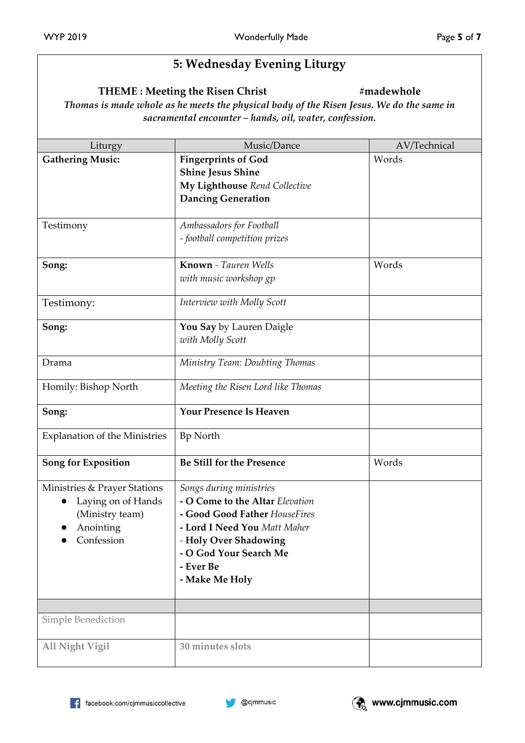## 5: Wednesday Evening Liturgy

**THEME : Meeting the Risen Christ** **#madewhole**

***Thomas is made whole as he meets the physical body of the Risen Jesus. We do the same in sacramental encounter – hands, oil, water, confession.***

| Liturgy | Music/Dance | AV/Technical |
|---|---|---|
| **Gathering Music:** | **Fingerprints of God**<br>**Shine Jesus Shine**<br>**My Lighthouse** *Rend Collective*<br>**Dancing Generation** | Words |
| Testimony | *Ambassadors for Football*<br>*- football competition prizes* | |
| **Song:** | **Known** - *Tauren Wells*<br>*with music workshop gp* | Words |
| Testimony: | *Interview with Molly Scott* | |
| **Song:** | **You Say** by Lauren Daigle<br>*with Molly Scott* | |
| Drama | *Ministry Team: Doubting Thomas* | |
| Homily: Bishop North | *Meeting the Risen Lord like Thomas* | |
| **Song:** | **Your Presence Is Heaven** | |
| Explanation of the Ministries | Bp North | |
| **Song for Exposition** | **Be Still for the Presence** | Words |
| Ministries & Prayer Stations<br>• Laying on of Hands (Ministry team)<br>• Anointing<br>• Confession | *Songs during ministries*<br>**- O Come to the Altar** *Elevation*<br>**- Good Good Father** *HouseFires*<br>**- Lord I Need You** *Matt Maher*<br>- **Holy Over Shadowing**<br>**- O God Your Search Me**<br>**- Ever Be**<br>**- Make Me Holy** | |
| | | |
| Simple Benediction | | |
| **All Night Vigil** | **30 minutes slots** | |

facebook.com/cjmmusiccollective @cjmmusic **www.cjmmusic.com**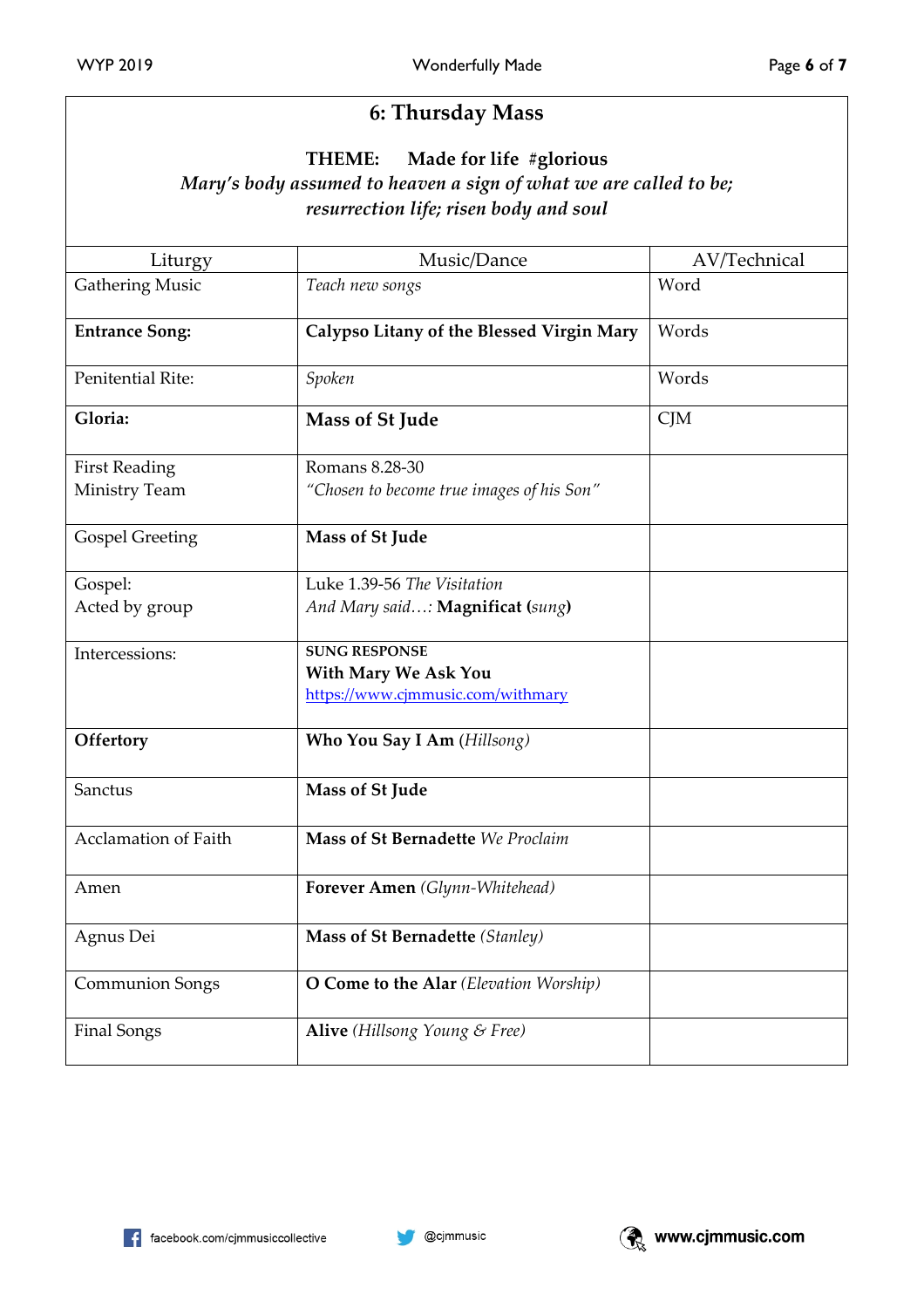## 6: Thursday Mass

**THEME: Made for life #glorious**

*Mary's body assumed to heaven a sign of what we are called to be; resurrection life; risen body and soul*

| Liturgy | Music/Dance | AV/Technical |
|---|---|---|
| Gathering Music | *Teach new songs* | Word |
| **Entrance Song:** | **Calypso Litany of the Blessed Virgin Mary** | Words |
| Penitential Rite: | *Spoken* | Words |
| **Gloria:** | **Mass of St Jude** | CJM |
| First Reading<br>Ministry Team | Romans 8.28-30<br>*"Chosen to become true images of his Son"* | |
| Gospel Greeting | **Mass of St Jude** | |
| Gospel:<br>Acted by group | Luke 1.39-56 *The Visitation*<br>*And Mary said…:* **Magnificat (***sung***)** | |
| Intercessions: | SUNG RESPONSE<br>**With Mary We Ask You**<br>https://www.cjmmusic.com/withmary | |
| **Offertory** | **Who You Say I Am** *(Hillsong)* | |
| Sanctus | **Mass of St Jude** | |
| Acclamation of Faith | **Mass of St Bernadette** *We Proclaim* | |
| Amen | **Forever Amen** *(Glynn-Whitehead)* | |
| Agnus Dei | **Mass of St Bernadette** *(Stanley)* | |
| Communion Songs | **O Come to the Alar** *(Elevation Worship)* | |
| Final Songs | **Alive** *(Hillsong Young & Free)* | |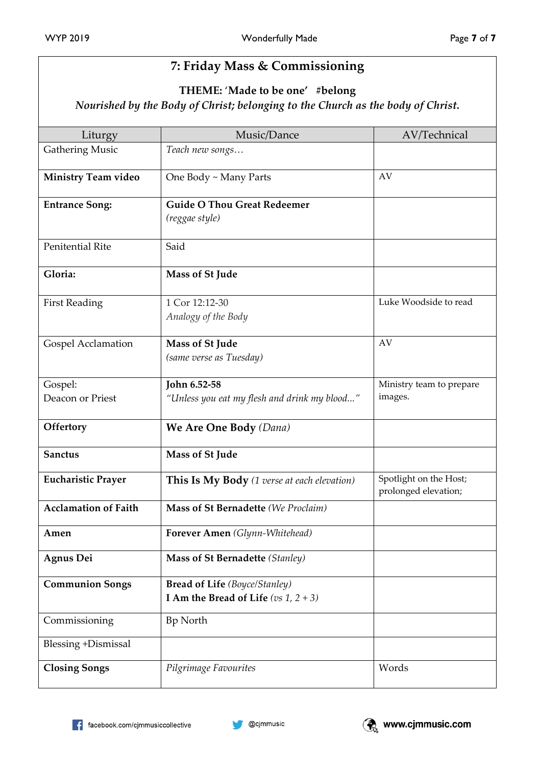# 7: Friday Mass & Commissioning

**THEME: 'Made to be one' #belong**

*Nourished by the Body of Christ; belonging to the Church as the body of Christ.*

| Liturgy | Music/Dance | AV/Technical |
|---|---|---|
| Gathering Music | *Teach new songs…* | |
| **Ministry Team video** | One Body ~ Many Parts | AV |
| **Entrance Song:** | **Guide O Thou Great Redeemer** *(reggae style)* | |
| Penitential Rite | Said | |
| **Gloria:** | **Mass of St Jude** | |
| First Reading | 1 Cor 12:12-30 *Analogy of the Body* | Luke Woodside to read |
| Gospel Acclamation | **Mass of St Jude** *(same verse as Tuesday)* | AV |
| Gospel: Deacon or Priest | **John 6.52-58** *"Unless you eat my flesh and drink my blood..."* | Ministry team to prepare images. |
| **Offertory** | **We Are One Body** *(Dana)* | |
| **Sanctus** | **Mass of St Jude** | |
| **Eucharistic Prayer** | **This Is My Body** *(1 verse at each elevation)* | Spotlight on the Host; prolonged elevation; |
| **Acclamation of Faith** | **Mass of St Bernadette** *(We Proclaim)* | |
| **Amen** | **Forever Amen** *(Glynn-Whitehead)* | |
| **Agnus Dei** | **Mass of St Bernadette** *(Stanley)* | |
| **Communion Songs** | **Bread of Life** *(Boyce/Stanley)* **I Am the Bread of Life** *(vs 1, 2 + 3)* | |
| Commissioning | Bp North | |
| Blessing +Dismissal | | |
| **Closing Songs** | *Pilgrimage Favourites* | Words |

facebook.com/cjmmusiccollective @cjmmusic www.cjmmusic.com